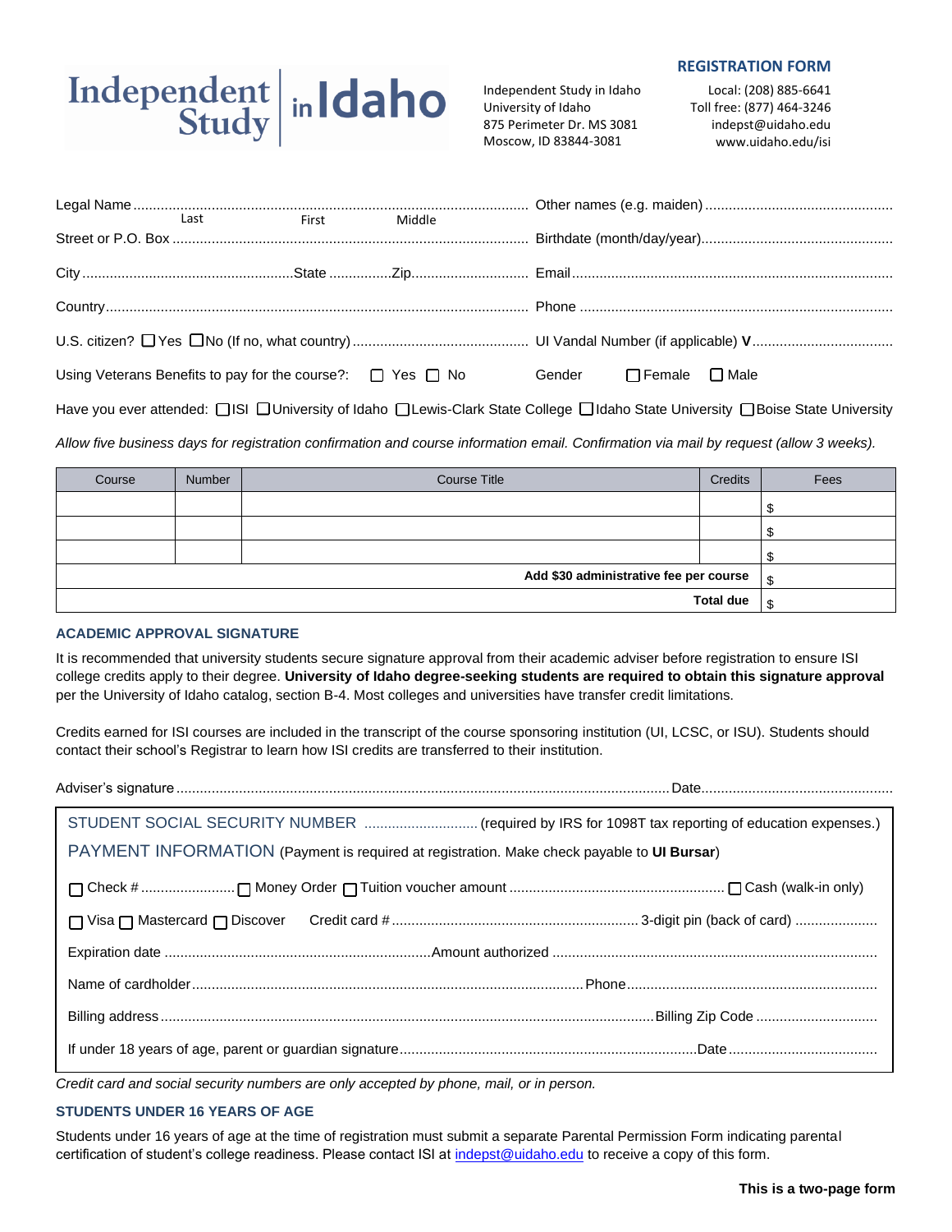# Independent Study in Idaho

## REGISTRATION FORM

Independent Study in Idaho
University of Idaho
875 Perimeter Dr. MS 3081
Moscow, ID 83844-3081

Local: (208) 885-6641
Toll free: (877) 464-3246
indepst@uidaho.edu
www.uidaho.edu/isi

Legal Name ............................................................................................ (Last / First / Middle)

Other names (e.g. maiden) ................................................

Street or P.O. Box ..........................................................................................

Birthdate (month/day/year)................................................

City ......................................................State ................Zip.............................

Email .................................................................................

Country..........................................................................................................

Phone ...............................................................................

U.S. citizen? ☐ Yes ☐ No (If no, what country) ............................................

UI Vandal Number (if applicable) **V**...................................

Using Veterans Benefits to pay for the course?: ☐ Yes ☐ No

Gender ☐ Female ☐ Male

Have you ever attended: ☐ ISI ☐ University of Idaho ☐ Lewis-Clark State College ☐ Idaho State University ☐ Boise State University

*Allow five business days for registration confirmation and course information email. Confirmation via mail by request (allow 3 weeks).*

| Course | Number | Course Title | Credits | Fees |
|---|---|---|---|---|
| | | | | $ |
| | | | | $ |
| | | | | $ |
| | | **Add $30 administrative fee per course** | | $ |
| | | **Total due** | | $ |

### ACADEMIC APPROVAL SIGNATURE

It is recommended that university students secure signature approval from their academic adviser before registration to ensure ISI college credits apply to their degree. **University of Idaho degree-seeking students are required to obtain this signature approval** per the University of Idaho catalog, section B-4. Most colleges and universities have transfer credit limitations.

Credits earned for ISI courses are included in the transcript of the course sponsoring institution (UI, LCSC, or ISU). Students should contact their school's Registrar to learn how ISI credits are transferred to their institution.

Adviser's signature .............................................................................................................. Date................................................

STUDENT SOCIAL SECURITY NUMBER ............................ (required by IRS for 1098T tax reporting of education expenses.)

PAYMENT INFORMATION (Payment is required at registration. Make check payable to **UI Bursar**)

☐ Check # ........................ ☐ Money Order ☐ Tuition voucher amount ...................................................... ☐ Cash (walk-in only)

☐ Visa ☐ Mastercard ☐ Discover    Credit card # .............................................................. 3-digit pin (back of card) ....................

Expiration date ....................................................................Amount authorized .................................................................................

Name of cardholder...................................................................................................Phone...............................................................

Billing address............................................................................................................................Billing Zip Code ...............................

If under 18 years of age, parent or guardian signature...........................................................................Date......................................

*Credit card and social security numbers are only accepted by phone, mail, or in person.*

### STUDENTS UNDER 16 YEARS OF AGE

Students under 16 years of age at the time of registration must submit a separate Parental Permission Form indicating parental certification of student's college readiness. Please contact ISI at indepst@uidaho.edu to receive a copy of this form.

**This is a two-page form**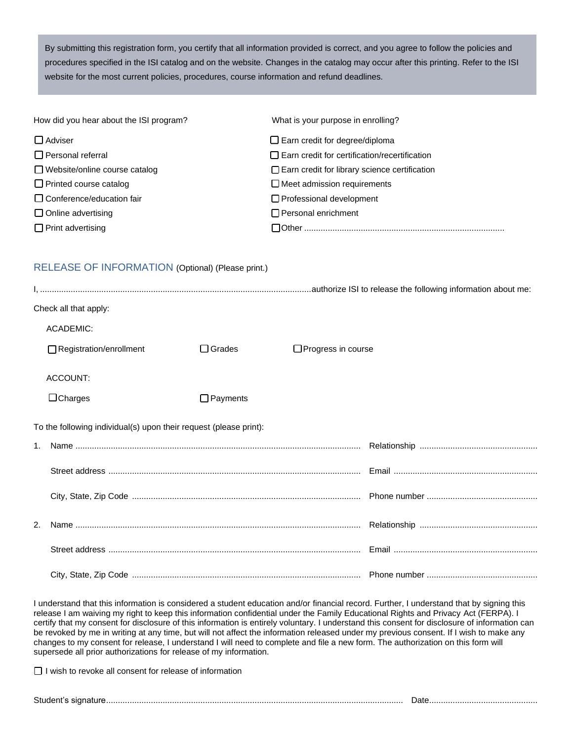By submitting this registration form, you certify that all information provided is correct, and you agree to follow the policies and procedures specified in the ISI catalog and on the website. Changes in the catalog may occur after this printing. Refer to the ISI website for the most current policies, procedures, course information and refund deadlines.

How did you hear about the ISI program?

- ☐ Adviser
- ☐ Personal referral
- ☐ Website/online course catalog
- ☐ Printed course catalog
- ☐ Conference/education fair
- ☐ Online advertising
- ☐ Print advertising

What is your purpose in enrolling?

- ☐ Earn credit for degree/diploma
- ☐ Earn credit for certification/recertification
- ☐ Earn credit for library science certification
- ☐ Meet admission requirements
- ☐ Professional development
- ☐ Personal enrichment
- ☐ Other ............................................................................................

## RELEASE OF INFORMATION (Optional) (Please print.)

I, ...................................................................................................................authorize ISI to release the following information about me:

Check all that apply:

ACADEMIC:

☐ Registration/enrollment ☐ Grades ☐ Progress in course

ACCOUNT:

☐ Charges ☐ Payments

To the following individual(s) upon their request (please print):

1. Name ........................................................................................................ Relationship ..................................................

   Street address ........................................................................................... Email .............................................................

   City, State, Zip Code ................................................................................ Phone number ...............................................

2. Name ........................................................................................................ Relationship ..................................................

   Street address ........................................................................................... Email .............................................................

   City, State, Zip Code ................................................................................ Phone number ...............................................

I understand that this information is considered a student education and/or financial record. Further, I understand that by signing this release I am waiving my right to keep this information confidential under the Family Educational Rights and Privacy Act (FERPA). I certify that my consent for disclosure of this information is entirely voluntary. I understand this consent for disclosure of information can be revoked by me in writing at any time, but will not affect the information released under my previous consent. If I wish to make any changes to my consent for release, I understand I will need to complete and file a new form. The authorization on this form will supersede all prior authorizations for release of my information.

☐ I wish to revoke all consent for release of information

Student's signature............................................................................................................................. Date..............................................